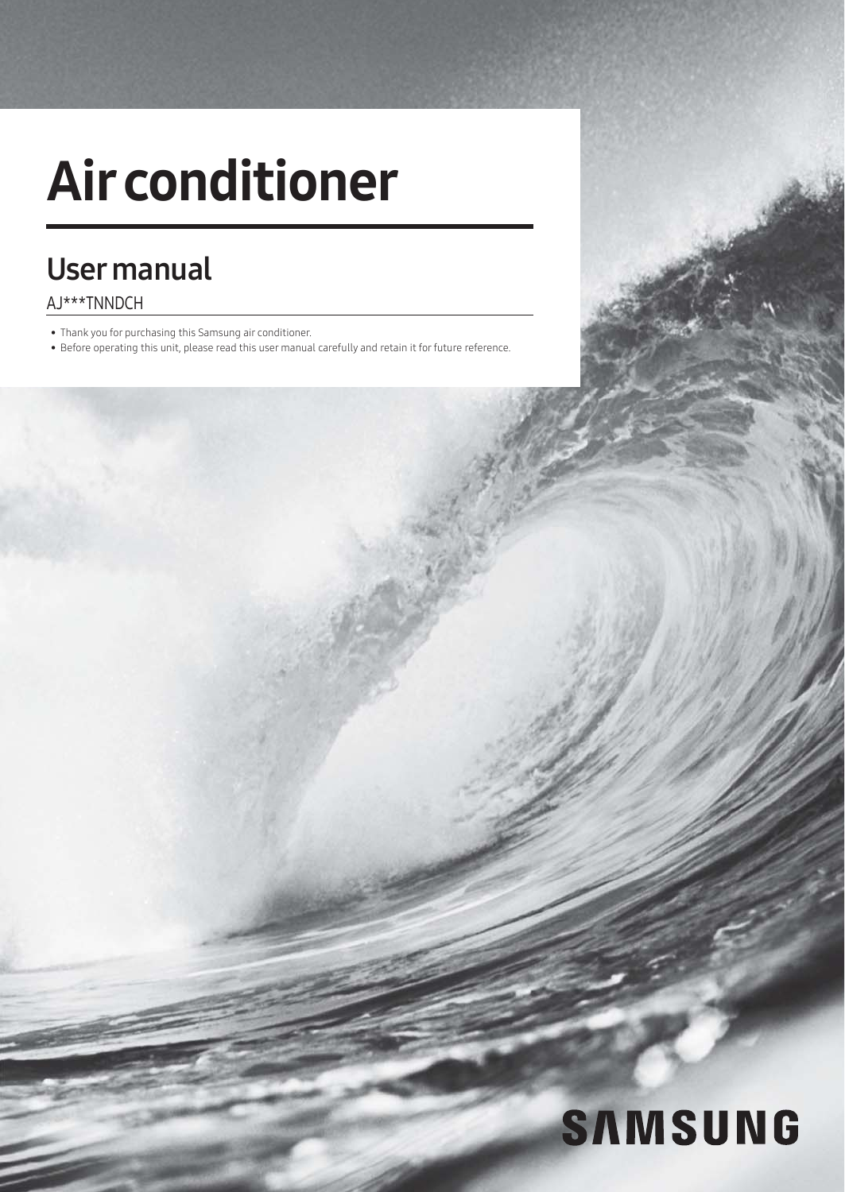# Air conditioner

## User manual

AJ***TNNDCH

- Thank you for purchasing this Samsung air conditioner.
- Before operating this unit, please read this user manual carefully and retain it for future reference.

SAMSUNG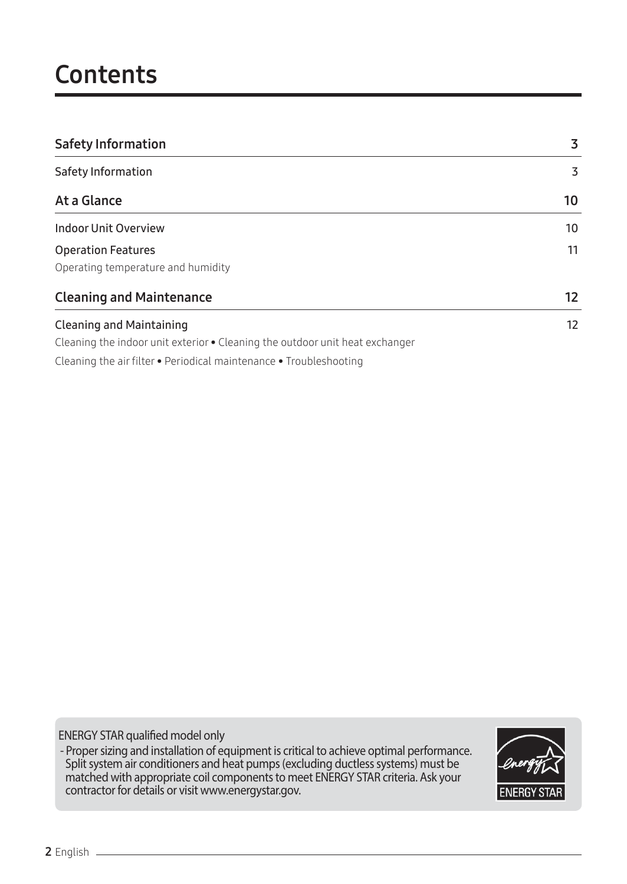# Contents

| | |
|---|---|
| **Safety Information** | **3** |
| Safety Information | 3 |
| **At a Glance** | **10** |
| Indoor Unit Overview | 10 |
| Operation Features | 11 |
| Operating temperature and humidity | |
| **Cleaning and Maintenance** | **12** |
| Cleaning and Maintaining | 12 |
| Cleaning the indoor unit exterior • Cleaning the outdoor unit heat exchanger | |
| Cleaning the air filter • Periodical maintenance • Troubleshooting | |

ENERGY STAR qualified model only

- Proper sizing and installation of equipment is critical to achieve optimal performance. Split system air conditioners and heat pumps (excluding ductless systems) must be matched with appropriate coil components to meet ENERGY STAR criteria. Ask your contractor for details or visit www.energystar.gov.

ENERGY STAR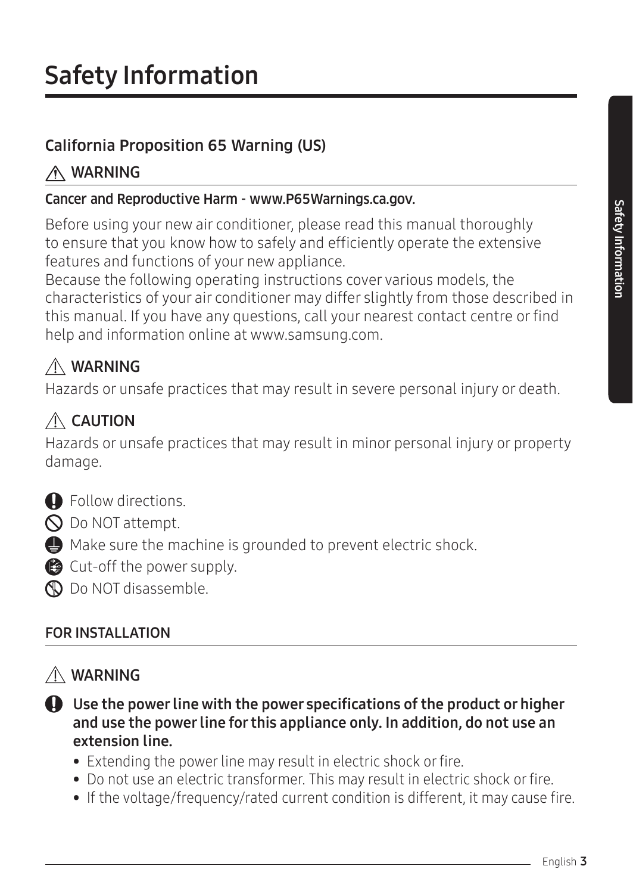# Safety Information

## California Proposition 65 Warning (US)

### ⚠ WARNING

**Cancer and Reproductive Harm - www.P65Warnings.ca.gov.**

Before using your new air conditioner, please read this manual thoroughly to ensure that you know how to safely and efficiently operate the extensive features and functions of your new appliance.
Because the following operating instructions cover various models, the characteristics of your air conditioner may differ slightly from those described in this manual. If you have any questions, call your nearest contact centre or find help and information online at www.samsung.com.

### ⚠ WARNING

Hazards or unsafe practices that may result in severe personal injury or death.

### ⚠ CAUTION

Hazards or unsafe practices that may result in minor personal injury or property damage.

- Follow directions.
- Do NOT attempt.
- Make sure the machine is grounded to prevent electric shock.
- Cut-off the power supply.
- Do NOT disassemble.

## FOR INSTALLATION

### ⚠ WARNING

**Use the power line with the power specifications of the product or higher and use the power line for this appliance only. In addition, do not use an extension line.**

- Extending the power line may result in electric shock or fire.
- Do not use an electric transformer. This may result in electric shock or fire.
- If the voltage/frequency/rated current condition is different, it may cause fire.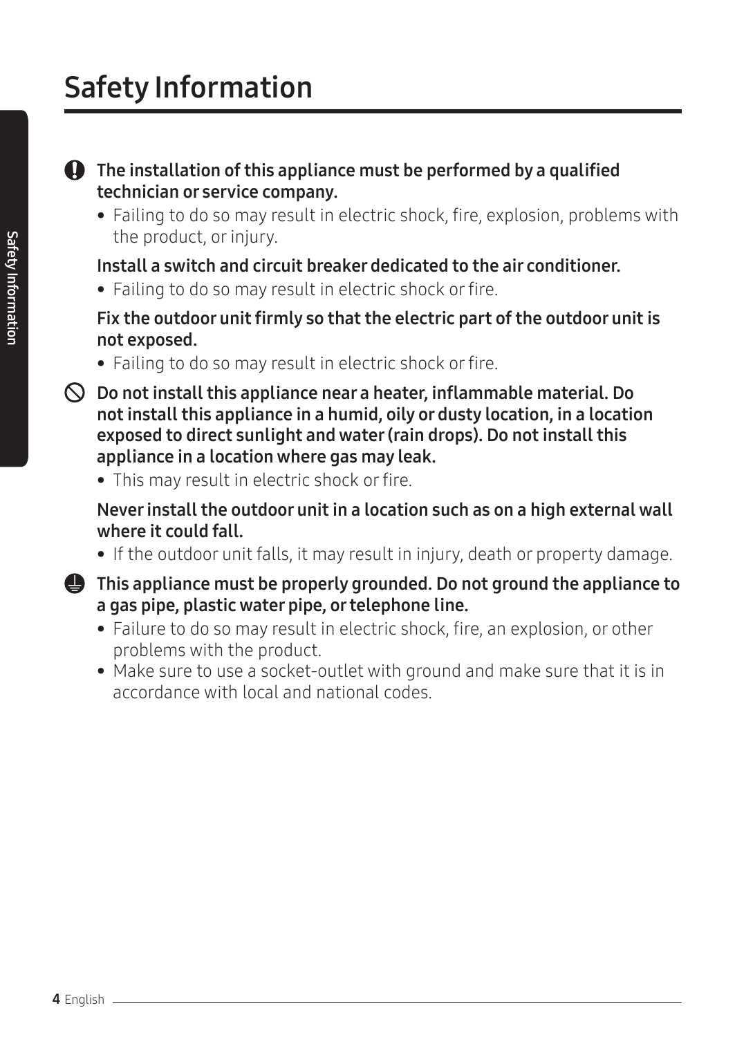# Safety Information

**The installation of this appliance must be performed by a qualified technician or service company.**

- Failing to do so may result in electric shock, fire, explosion, problems with the product, or injury.

**Install a switch and circuit breaker dedicated to the air conditioner.**

- Failing to do so may result in electric shock or fire.

**Fix the outdoor unit firmly so that the electric part of the outdoor unit is not exposed.**

- Failing to do so may result in electric shock or fire.

**Do not install this appliance near a heater, inflammable material. Do not install this appliance in a humid, oily or dusty location, in a location exposed to direct sunlight and water (rain drops). Do not install this appliance in a location where gas may leak.**

- This may result in electric shock or fire.

**Never install the outdoor unit in a location such as on a high external wall where it could fall.**

- If the outdoor unit falls, it may result in injury, death or property damage.

**This appliance must be properly grounded. Do not ground the appliance to a gas pipe, plastic water pipe, or telephone line.**

- Failure to do so may result in electric shock, fire, an explosion, or other problems with the product.
- Make sure to use a socket-outlet with ground and make sure that it is in accordance with local and national codes.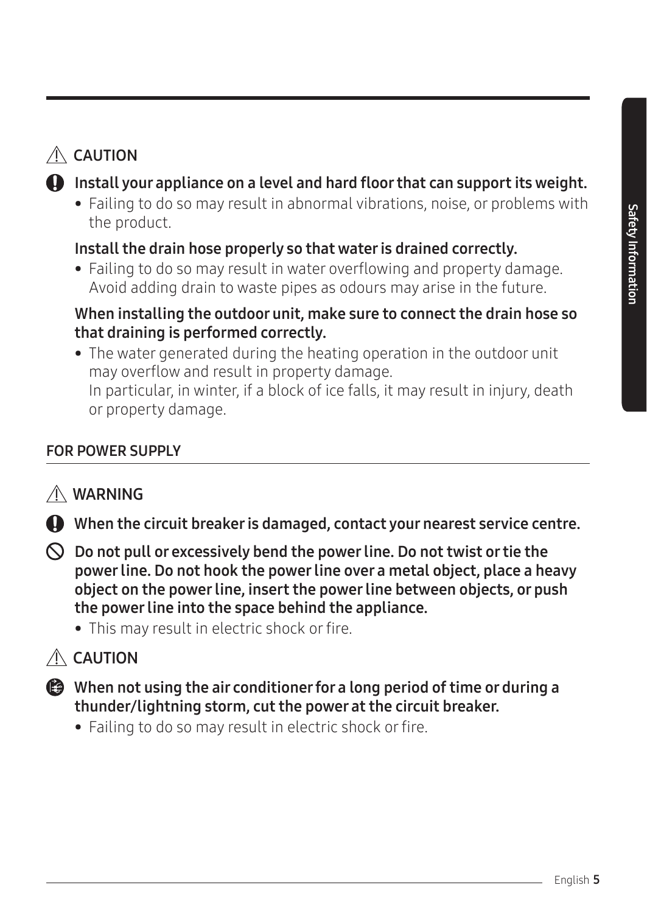### ⚠ CAUTION

**Install your appliance on a level and hard floor that can support its weight.**

- Failing to do so may result in abnormal vibrations, noise, or problems with the product.

**Install the drain hose properly so that water is drained correctly.**

- Failing to do so may result in water overflowing and property damage. Avoid adding drain to waste pipes as odours may arise in the future.

**When installing the outdoor unit, make sure to connect the drain hose so that draining is performed correctly.**

- The water generated during the heating operation in the outdoor unit may overflow and result in property damage.
  In particular, in winter, if a block of ice falls, it may result in injury, death or property damage.

## FOR POWER SUPPLY

### ⚠ WARNING

**When the circuit breaker is damaged, contact your nearest service centre.**

**Do not pull or excessively bend the power line. Do not twist or tie the power line. Do not hook the power line over a metal object, place a heavy object on the power line, insert the power line between objects, or push the power line into the space behind the appliance.**

- This may result in electric shock or fire.

### ⚠ CAUTION

**When not using the air conditioner for a long period of time or during a thunder/lightning storm, cut the power at the circuit breaker.**

- Failing to do so may result in electric shock or fire.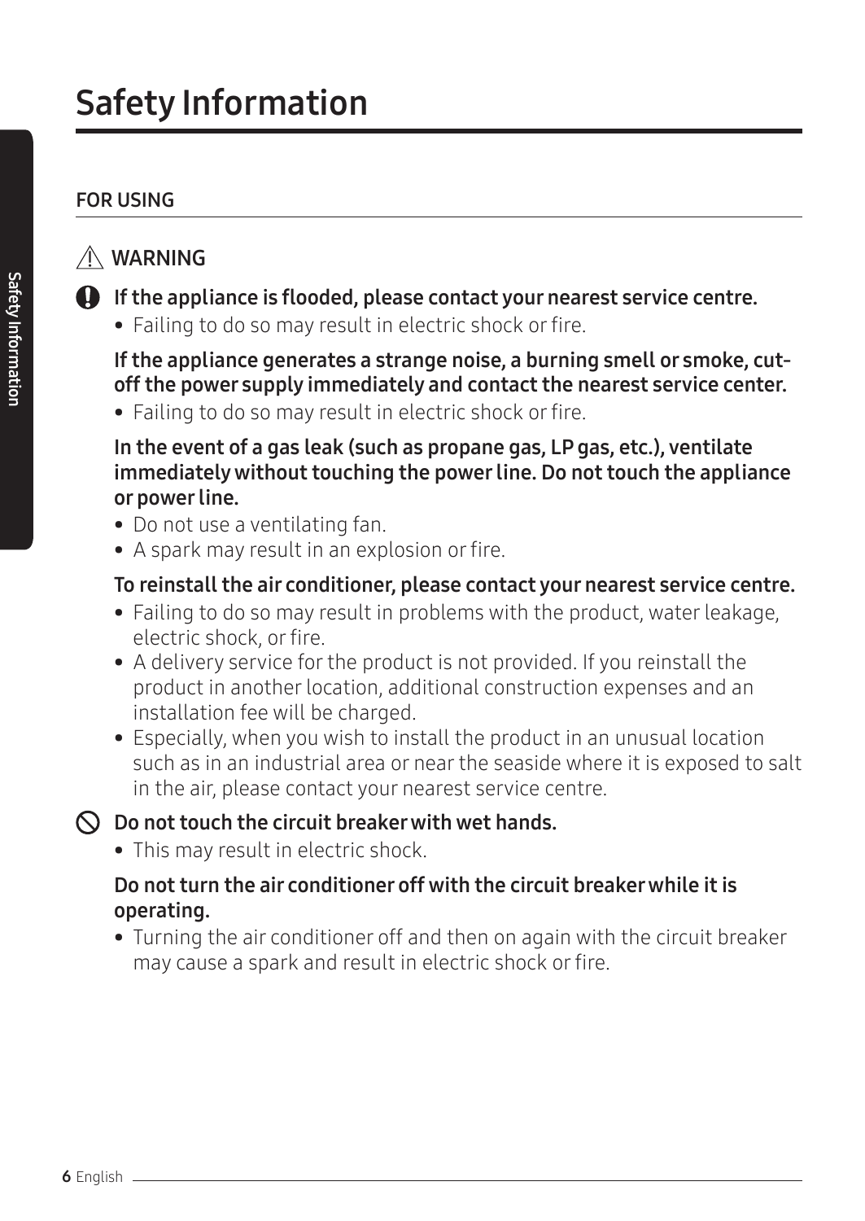# Safety Information

## FOR USING

### ⚠ WARNING

**If the appliance is flooded, please contact your nearest service centre.**

- Failing to do so may result in electric shock or fire.

**If the appliance generates a strange noise, a burning smell or smoke, cut-off the power supply immediately and contact the nearest service center.**

- Failing to do so may result in electric shock or fire.

**In the event of a gas leak (such as propane gas, LP gas, etc.), ventilate immediately without touching the power line. Do not touch the appliance or power line.**

- Do not use a ventilating fan.
- A spark may result in an explosion or fire.

**To reinstall the air conditioner, please contact your nearest service centre.**

- Failing to do so may result in problems with the product, water leakage, electric shock, or fire.
- A delivery service for the product is not provided. If you reinstall the product in another location, additional construction expenses and an installation fee will be charged.
- Especially, when you wish to install the product in an unusual location such as in an industrial area or near the seaside where it is exposed to salt in the air, please contact your nearest service centre.

**Do not touch the circuit breaker with wet hands.**

- This may result in electric shock.

**Do not turn the air conditioner off with the circuit breaker while it is operating.**

- Turning the air conditioner off and then on again with the circuit breaker may cause a spark and result in electric shock or fire.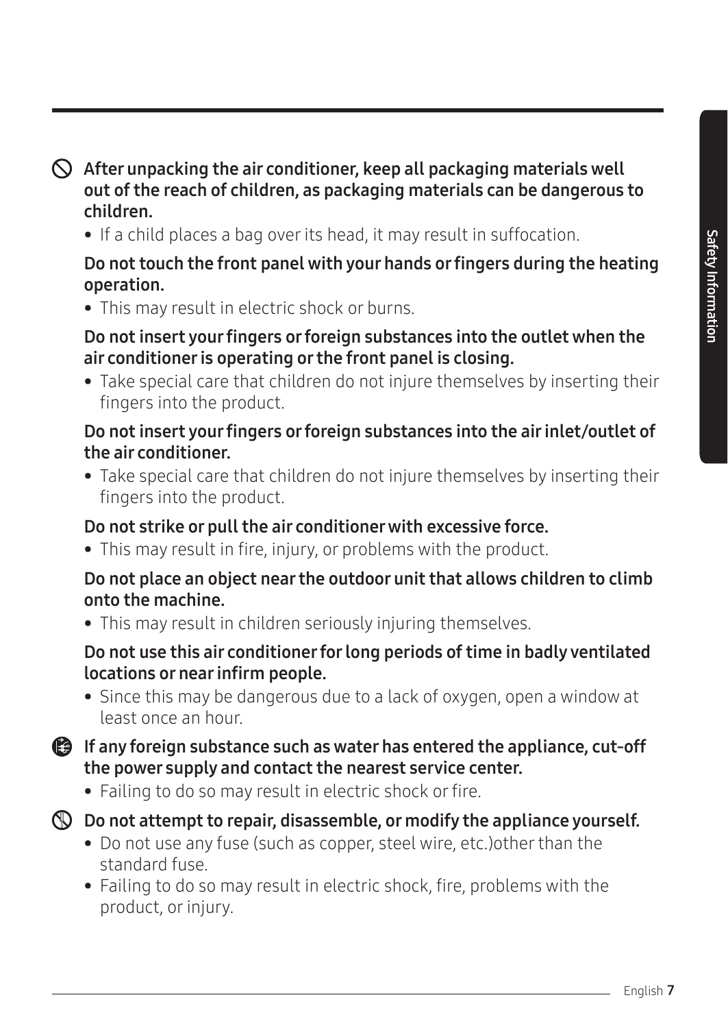**After unpacking the air conditioner, keep all packaging materials well out of the reach of children, as packaging materials can be dangerous to children.**

- If a child places a bag over its head, it may result in suffocation.

**Do not touch the front panel with your hands or fingers during the heating operation.**

- This may result in electric shock or burns.

**Do not insert your fingers or foreign substances into the outlet when the air conditioner is operating or the front panel is closing.**

- Take special care that children do not injure themselves by inserting their fingers into the product.

**Do not insert your fingers or foreign substances into the air inlet/outlet of the air conditioner.**

- Take special care that children do not injure themselves by inserting their fingers into the product.

**Do not strike or pull the air conditioner with excessive force.**

- This may result in fire, injury, or problems with the product.

**Do not place an object near the outdoor unit that allows children to climb onto the machine.**

- This may result in children seriously injuring themselves.

**Do not use this air conditioner for long periods of time in badly ventilated locations or near infirm people.**

- Since this may be dangerous due to a lack of oxygen, open a window at least once an hour.

**If any foreign substance such as water has entered the appliance, cut-off the power supply and contact the nearest service center.**

- Failing to do so may result in electric shock or fire.

**Do not attempt to repair, disassemble, or modify the appliance yourself.**

- Do not use any fuse (such as copper, steel wire, etc.)other than the standard fuse.
- Failing to do so may result in electric shock, fire, problems with the product, or injury.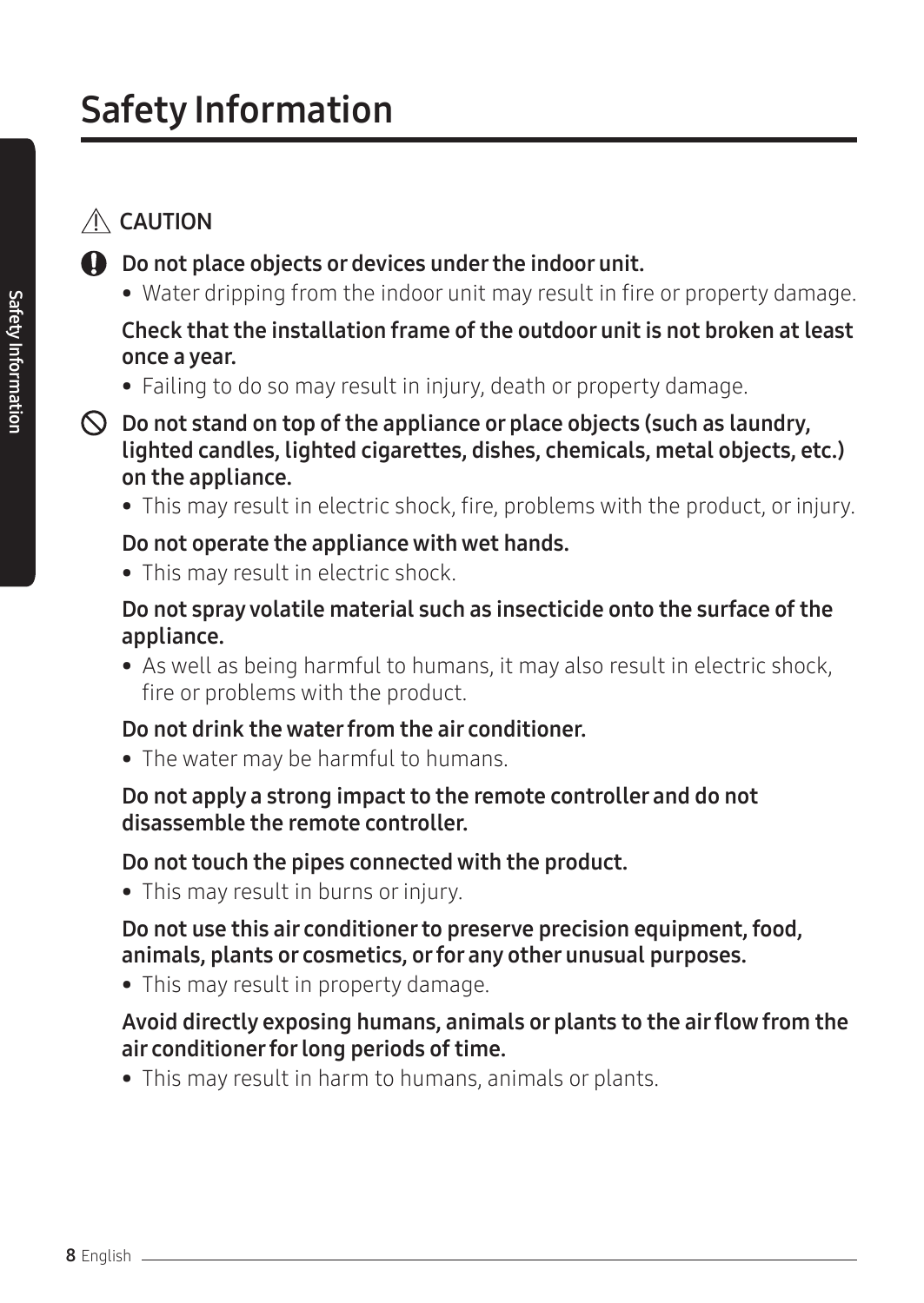# Safety Information

## ⚠ CAUTION

**Do not place objects or devices under the indoor unit.**

- Water dripping from the indoor unit may result in fire or property damage.

**Check that the installation frame of the outdoor unit is not broken at least once a year.**

- Failing to do so may result in injury, death or property damage.

**Do not stand on top of the appliance or place objects (such as laundry, lighted candles, lighted cigarettes, dishes, chemicals, metal objects, etc.) on the appliance.**

- This may result in electric shock, fire, problems with the product, or injury.

**Do not operate the appliance with wet hands.**

- This may result in electric shock.

**Do not spray volatile material such as insecticide onto the surface of the appliance.**

- As well as being harmful to humans, it may also result in electric shock, fire or problems with the product.

**Do not drink the water from the air conditioner.**

- The water may be harmful to humans.

**Do not apply a strong impact to the remote controller and do not disassemble the remote controller.**

**Do not touch the pipes connected with the product.**

- This may result in burns or injury.

**Do not use this air conditioner to preserve precision equipment, food, animals, plants or cosmetics, or for any other unusual purposes.**

- This may result in property damage.

**Avoid directly exposing humans, animals or plants to the air flow from the air conditioner for long periods of time.**

- This may result in harm to humans, animals or plants.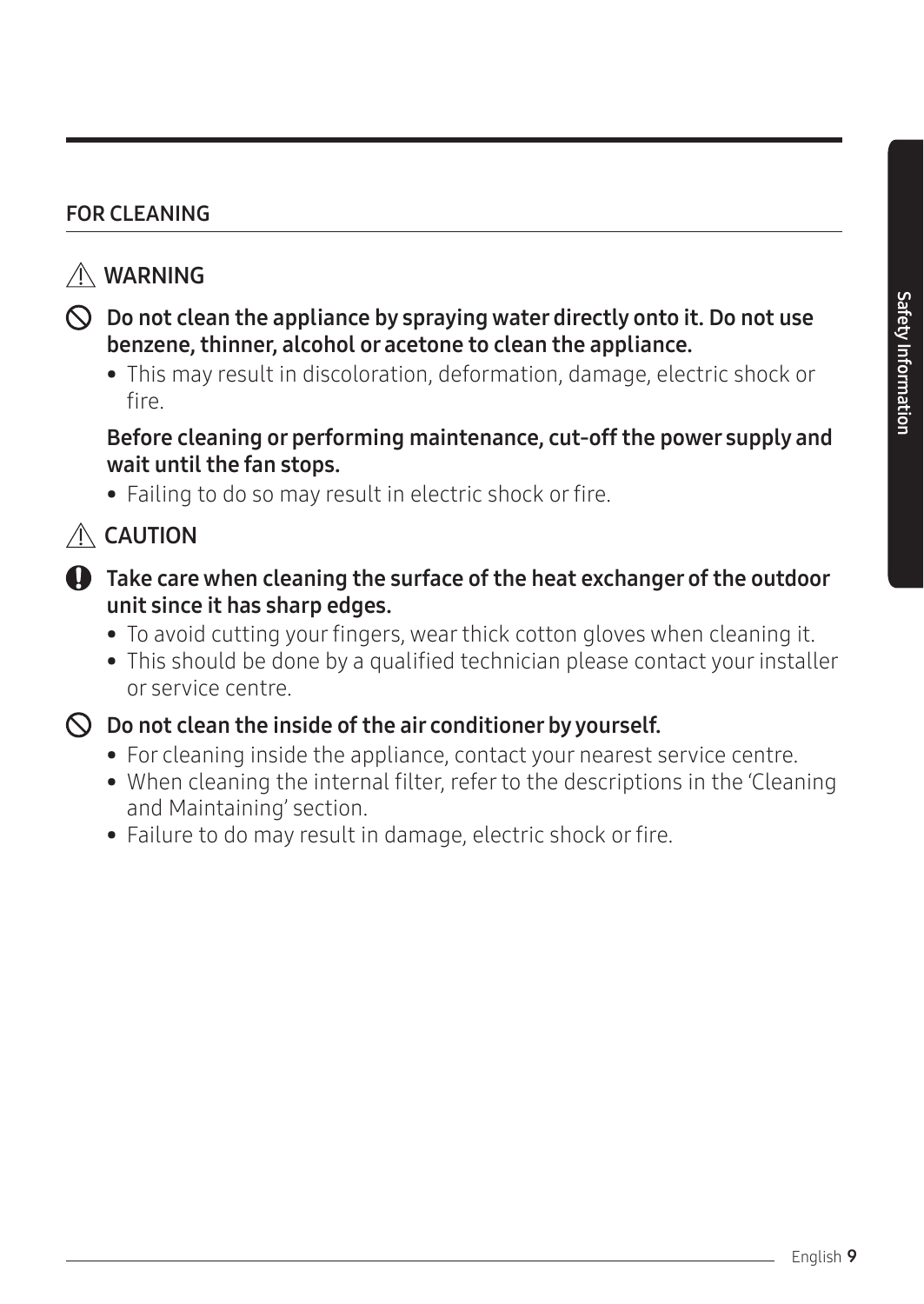## FOR CLEANING

### ⚠ WARNING

**Do not clean the appliance by spraying water directly onto it. Do not use benzene, thinner, alcohol or acetone to clean the appliance.**

- This may result in discoloration, deformation, damage, electric shock or fire.

**Before cleaning or performing maintenance, cut-off the power supply and wait until the fan stops.**

- Failing to do so may result in electric shock or fire.

### ⚠ CAUTION

**Take care when cleaning the surface of the heat exchanger of the outdoor unit since it has sharp edges.**

- To avoid cutting your fingers, wear thick cotton gloves when cleaning it.
- This should be done by a qualified technician please contact your installer or service centre.

**Do not clean the inside of the air conditioner by yourself.**

- For cleaning inside the appliance, contact your nearest service centre.
- When cleaning the internal filter, refer to the descriptions in the 'Cleaning and Maintaining' section.
- Failure to do may result in damage, electric shock or fire.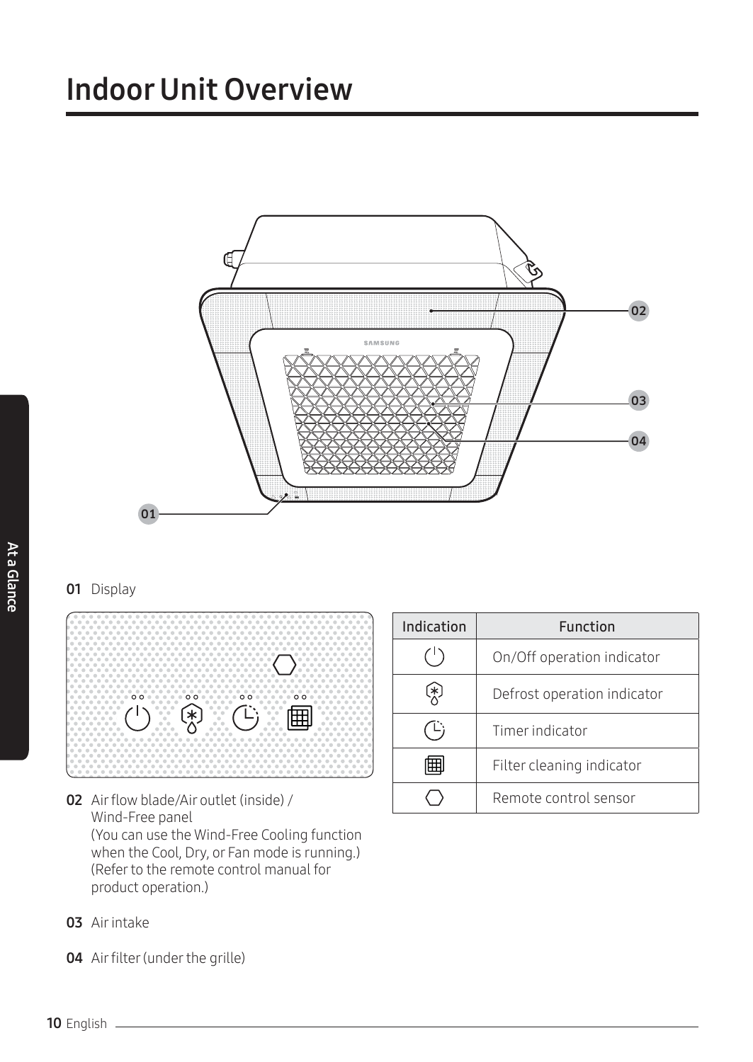# Indoor Unit Overview

**01** Display

| Indication | Function |
|---|---|
| ⏻ | On/Off operation indicator |
|  | Defrost operation indicator |
|  | Timer indicator |
|  | Filter cleaning indicator |
| ⬡ | Remote control sensor |

**02** Air flow blade/Air outlet (inside) / Wind-Free panel
(You can use the Wind-Free Cooling function when the Cool, Dry, or Fan mode is running.)
(Refer to the remote control manual for product operation.)

**03** Air intake

**04** Air filter (under the grille)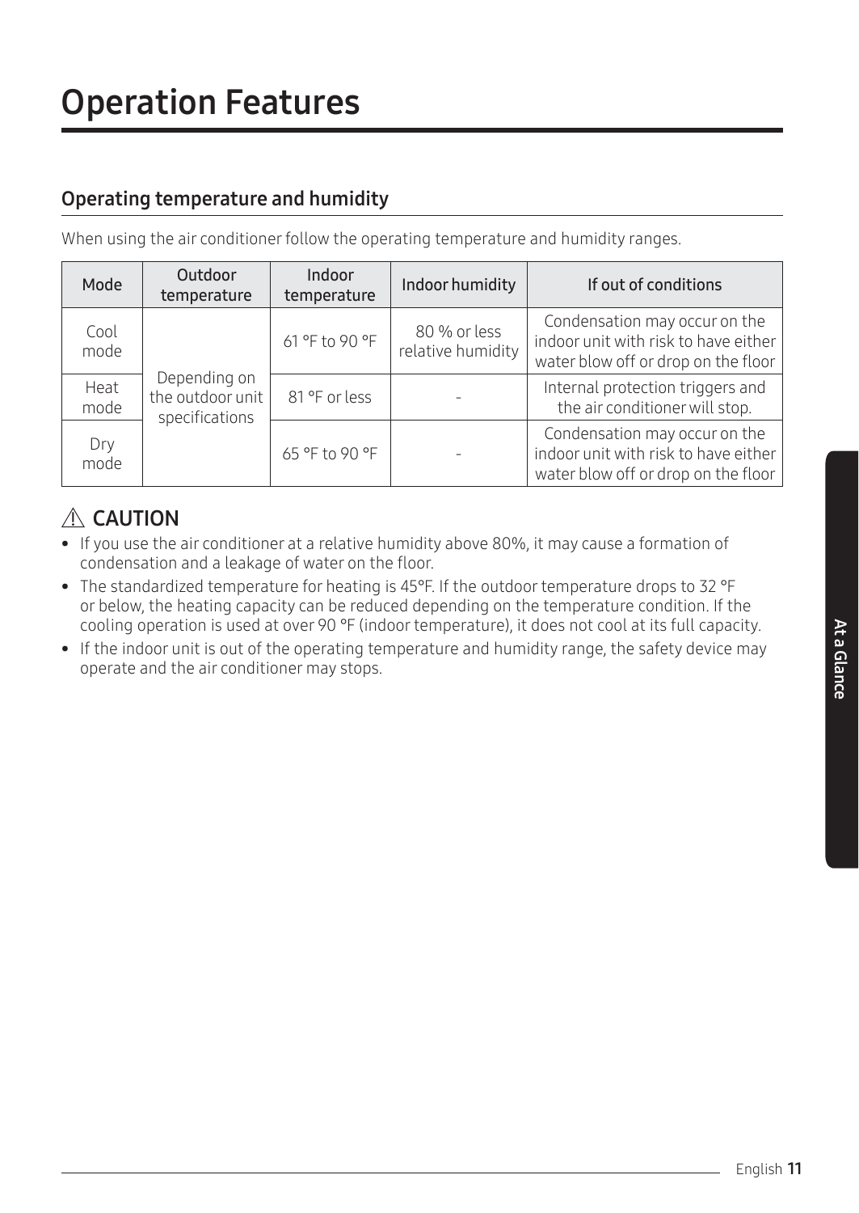# Operation Features

## Operating temperature and humidity

When using the air conditioner follow the operating temperature and humidity ranges.

| Mode | Outdoor temperature | Indoor temperature | Indoor humidity | If out of conditions |
|---|---|---|---|---|
| Cool mode | Depending on the outdoor unit specifications | 61 °F to 90 °F | 80 % or less relative humidity | Condensation may occur on the indoor unit with risk to have either water blow off or drop on the floor |
| Heat mode | | 81 °F or less | - | Internal protection triggers and the air conditioner will stop. |
| Dry mode | | 65 °F to 90 °F | - | Condensation may occur on the indoor unit with risk to have either water blow off or drop on the floor |

### ⚠ CAUTION

- If you use the air conditioner at a relative humidity above 80%, it may cause a formation of condensation and a leakage of water on the floor.
- The standardized temperature for heating is 45°F. If the outdoor temperature drops to 32 °F or below, the heating capacity can be reduced depending on the temperature condition. If the cooling operation is used at over 90 °F (indoor temperature), it does not cool at its full capacity.
- If the indoor unit is out of the operating temperature and humidity range, the safety device may operate and the air conditioner may stops.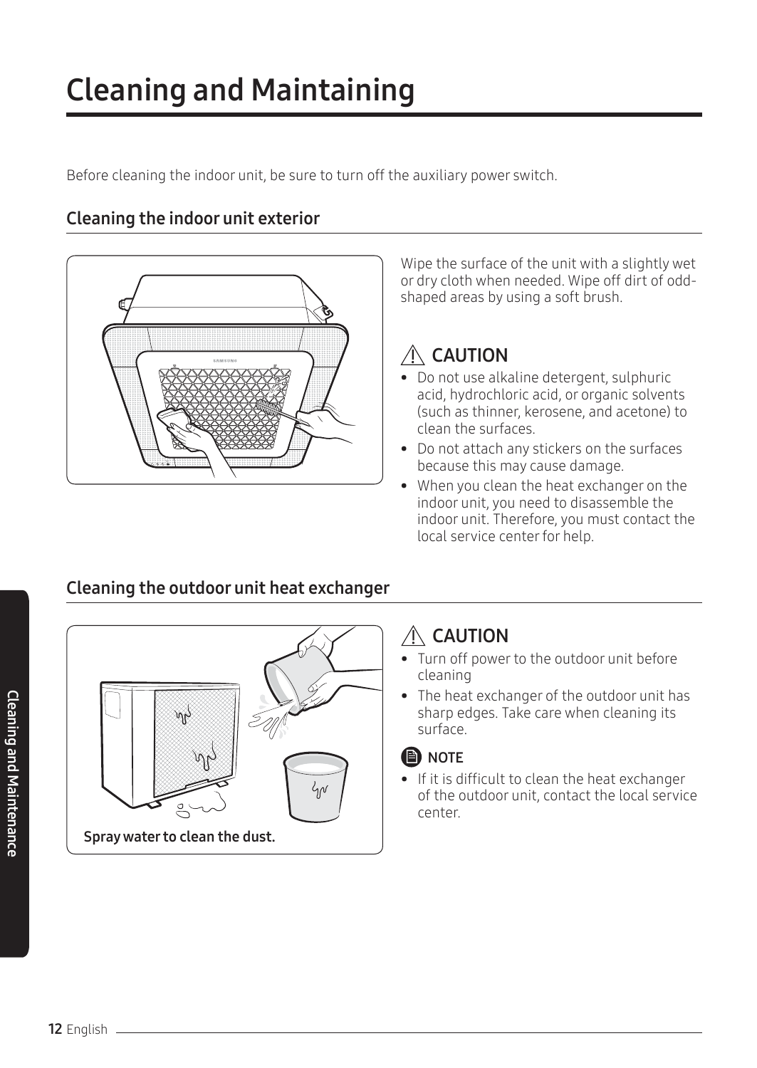# Cleaning and Maintaining

Before cleaning the indoor unit, be sure to turn off the auxiliary power switch.

## Cleaning the indoor unit exterior

Wipe the surface of the unit with a slightly wet or dry cloth when needed. Wipe off dirt of odd-shaped areas by using a soft brush.

### ⚠ CAUTION

- Do not use alkaline detergent, sulphuric acid, hydrochloric acid, or organic solvents (such as thinner, kerosene, and acetone) to clean the surfaces.
- Do not attach any stickers on the surfaces because this may cause damage.
- When you clean the heat exchanger on the indoor unit, you need to disassemble the indoor unit. Therefore, you must contact the local service center for help.

## Cleaning the outdoor unit heat exchanger

**Spray water to clean the dust.**

### ⚠ CAUTION

- Turn off power to the outdoor unit before cleaning
- The heat exchanger of the outdoor unit has sharp edges. Take care when cleaning its surface.

### NOTE

- If it is difficult to clean the heat exchanger of the outdoor unit, contact the local service center.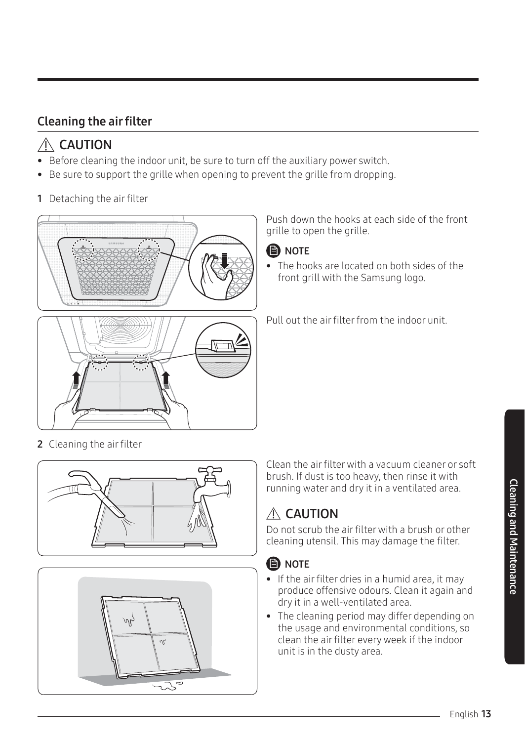## Cleaning the air filter

### ⚠ CAUTION

- Before cleaning the indoor unit, be sure to turn off the auxiliary power switch.
- Be sure to support the grille when opening to prevent the grille from dropping.

**1** Detaching the air filter

Push down the hooks at each side of the front grille to open the grille.

**NOTE**

- The hooks are located on both sides of the front grill with the Samsung logo.

Pull out the air filter from the indoor unit.

**2** Cleaning the air filter

Clean the air filter with a vacuum cleaner or soft brush. If dust is too heavy, then rinse it with running water and dry it in a ventilated area.

### ⚠ CAUTION

Do not scrub the air filter with a brush or other cleaning utensil. This may damage the filter.

**NOTE**

- If the air filter dries in a humid area, it may produce offensive odours. Clean it again and dry it in a well-ventilated area.
- The cleaning period may differ depending on the usage and environmental conditions, so clean the air filter every week if the indoor unit is in the dusty area.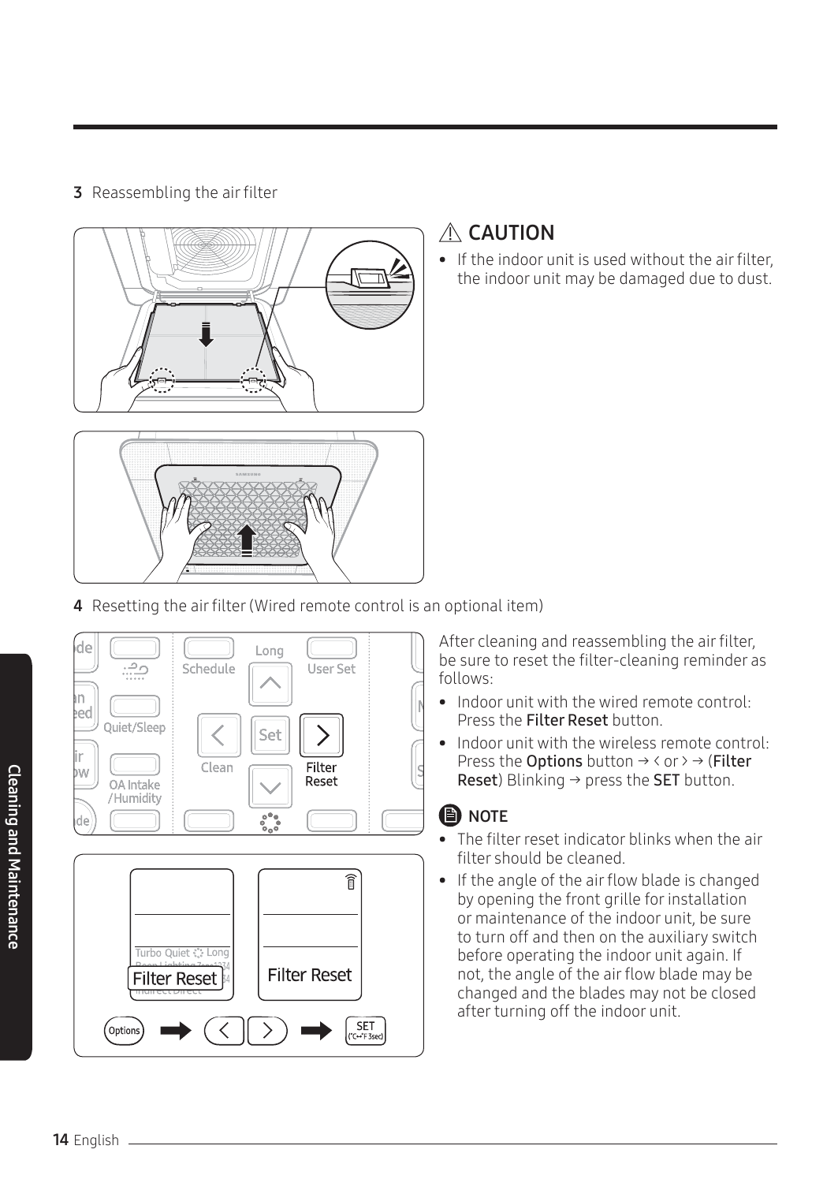**3** Reassembling the air filter

## ⚠ CAUTION

- If the indoor unit is used without the air filter, the indoor unit may be damaged due to dust.

**4** Resetting the air filter (Wired remote control is an optional item)

After cleaning and reassembling the air filter, be sure to reset the filter-cleaning reminder as follows:

- Indoor unit with the wired remote control: Press the **Filter Reset** button.
- Indoor unit with the wireless remote control: Press the **Options** button → ‹ or › → (**Filter Reset**) Blinking → press the **SET** button.

### NOTE

- The filter reset indicator blinks when the air filter should be cleaned.
- If the angle of the air flow blade is changed by opening the front grille for installation or maintenance of the indoor unit, be sure to turn off and then on the auxiliary switch before operating the indoor unit again. If not, the angle of the air flow blade may be changed and the blades may not be closed after turning off the indoor unit.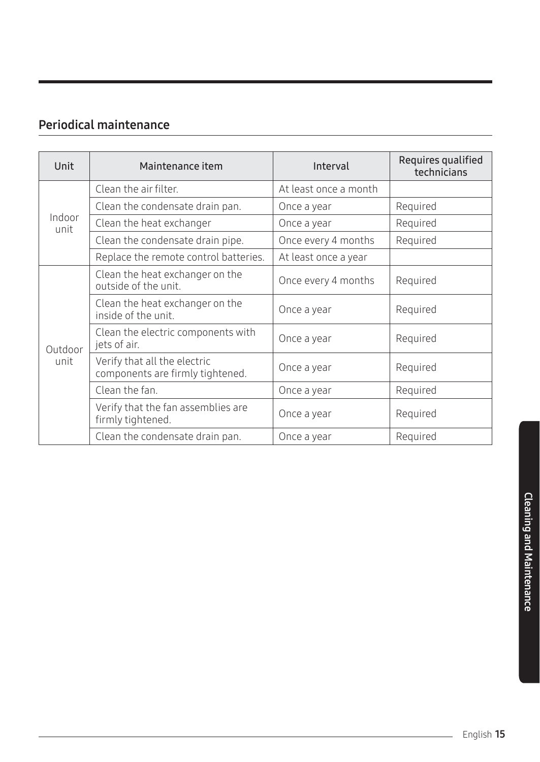## Periodical maintenance

| Unit | Maintenance item | Interval | Requires qualified technicians |
|---|---|---|---|
| Indoor unit | Clean the air filter. | At least once a month | |
| | Clean the condensate drain pan. | Once a year | Required |
| | Clean the heat exchanger | Once a year | Required |
| | Clean the condensate drain pipe. | Once every 4 months | Required |
| | Replace the remote control batteries. | At least once a year | |
| Outdoor unit | Clean the heat exchanger on the outside of the unit. | Once every 4 months | Required |
| | Clean the heat exchanger on the inside of the unit. | Once a year | Required |
| | Clean the electric components with jets of air. | Once a year | Required |
| | Verify that all the electric components are firmly tightened. | Once a year | Required |
| | Clean the fan. | Once a year | Required |
| | Verify that the fan assemblies are firmly tightened. | Once a year | Required |
| | Clean the condensate drain pan. | Once a year | Required |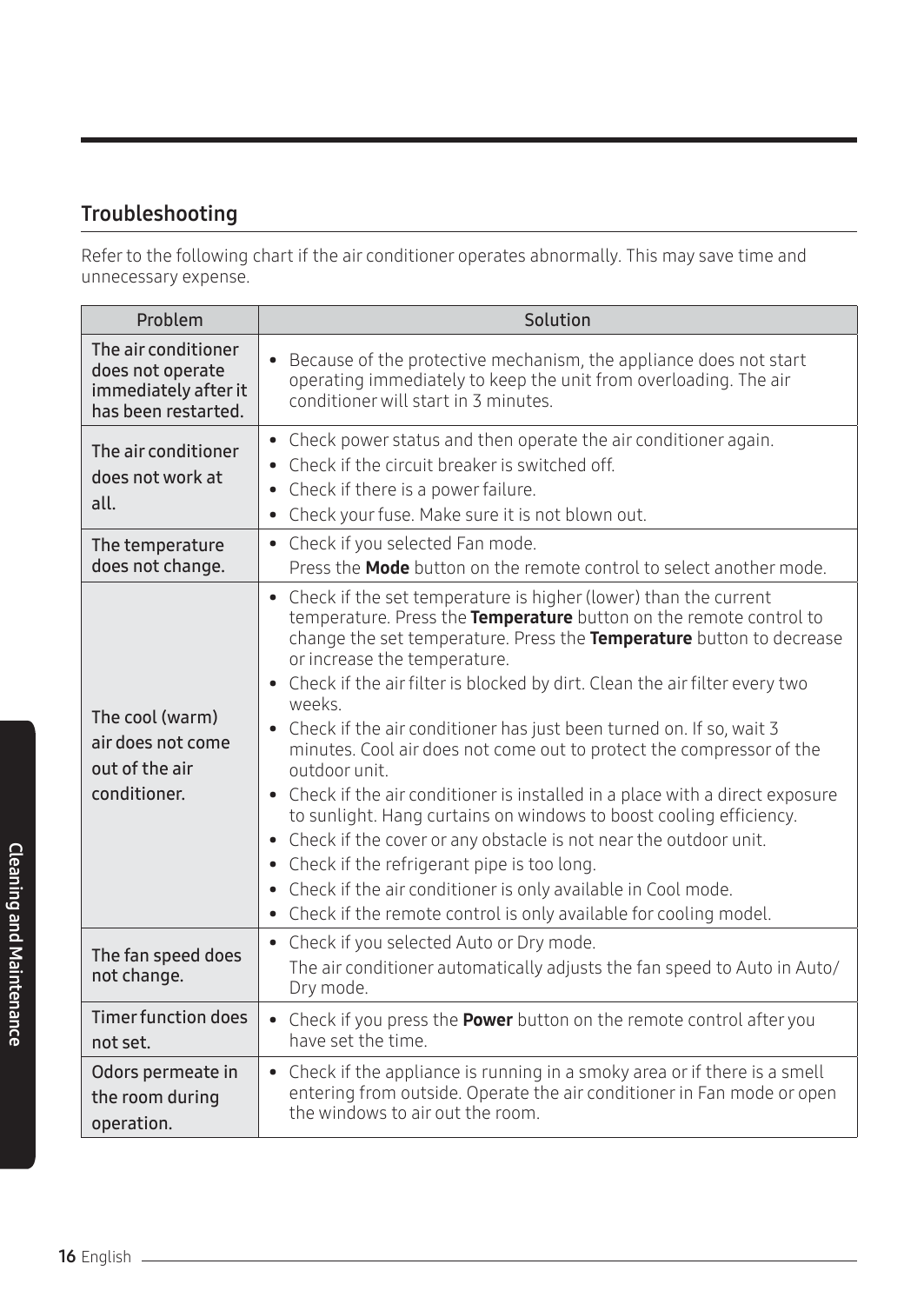## Troubleshooting

Refer to the following chart if the air conditioner operates abnormally. This may save time and unnecessary expense.

| Problem | Solution |
| --- | --- |
| The air conditioner does not operate immediately after it has been restarted. | • Because of the protective mechanism, the appliance does not start operating immediately to keep the unit from overloading. The air conditioner will start in 3 minutes. |
| The air conditioner does not work at all. | • Check power status and then operate the air conditioner again.<br>• Check if the circuit breaker is switched off.<br>• Check if there is a power failure.<br>• Check your fuse. Make sure it is not blown out. |
| The temperature does not change. | • Check if you selected Fan mode.<br>Press the **Mode** button on the remote control to select another mode. |
| The cool (warm) air does not come out of the air conditioner. | • Check if the set temperature is higher (lower) than the current temperature. Press the **Temperature** button on the remote control to change the set temperature. Press the **Temperature** button to decrease or increase the temperature.<br>• Check if the air filter is blocked by dirt. Clean the air filter every two weeks.<br>• Check if the air conditioner has just been turned on. If so, wait 3 minutes. Cool air does not come out to protect the compressor of the outdoor unit.<br>• Check if the air conditioner is installed in a place with a direct exposure to sunlight. Hang curtains on windows to boost cooling efficiency.<br>• Check if the cover or any obstacle is not near the outdoor unit.<br>• Check if the refrigerant pipe is too long.<br>• Check if the air conditioner is only available in Cool mode.<br>• Check if the remote control is only available for cooling model. |
| The fan speed does not change. | • Check if you selected Auto or Dry mode.<br>The air conditioner automatically adjusts the fan speed to Auto in Auto/Dry mode. |
| Timer function does not set. | • Check if you press the **Power** button on the remote control after you have set the time. |
| Odors permeate in the room during operation. | • Check if the appliance is running in a smoky area or if there is a smell entering from outside. Operate the air conditioner in Fan mode or open the windows to air out the room. |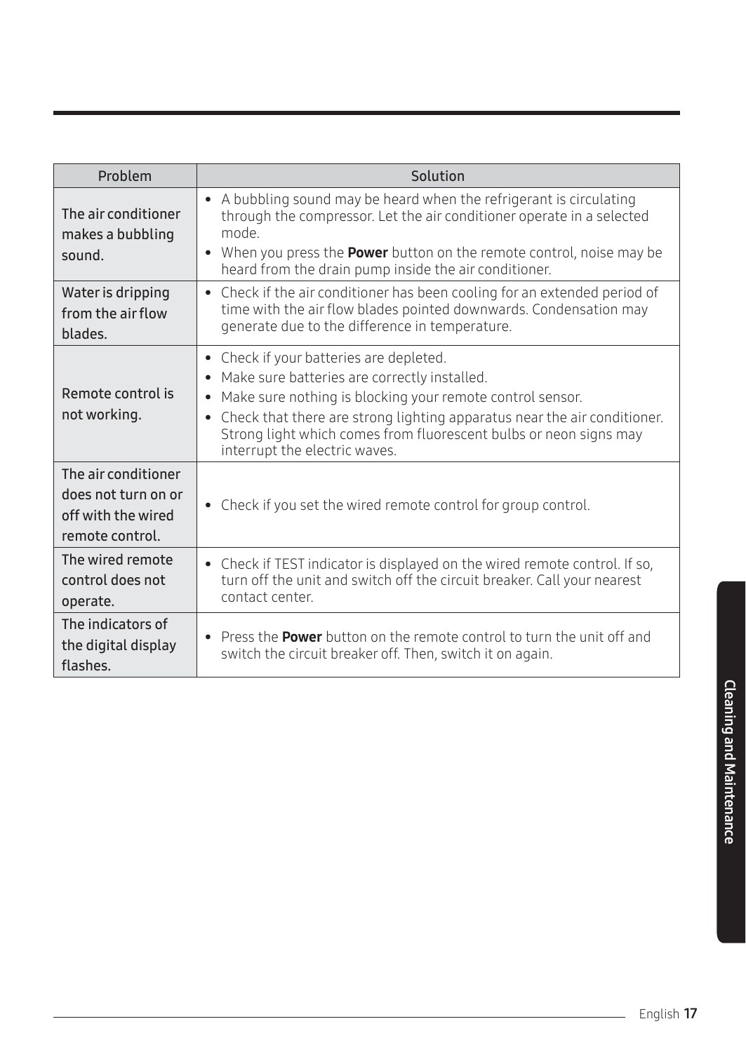| Problem | Solution |
|---|---|
| The air conditioner makes a bubbling sound. | • A bubbling sound may be heard when the refrigerant is circulating through the compressor. Let the air conditioner operate in a selected mode.<br>• When you press the **Power** button on the remote control, noise may be heard from the drain pump inside the air conditioner. |
| Water is dripping from the air flow blades. | • Check if the air conditioner has been cooling for an extended period of time with the air flow blades pointed downwards. Condensation may generate due to the difference in temperature. |
| Remote control is not working. | • Check if your batteries are depleted.<br>• Make sure batteries are correctly installed.<br>• Make sure nothing is blocking your remote control sensor.<br>• Check that there are strong lighting apparatus near the air conditioner. Strong light which comes from fluorescent bulbs or neon signs may interrupt the electric waves. |
| The air conditioner does not turn on or off with the wired remote control. | • Check if you set the wired remote control for group control. |
| The wired remote control does not operate. | • Check if TEST indicator is displayed on the wired remote control. If so, turn off the unit and switch off the circuit breaker. Call your nearest contact center. |
| The indicators of the digital display flashes. | • Press the **Power** button on the remote control to turn the unit off and switch the circuit breaker off. Then, switch it on again. |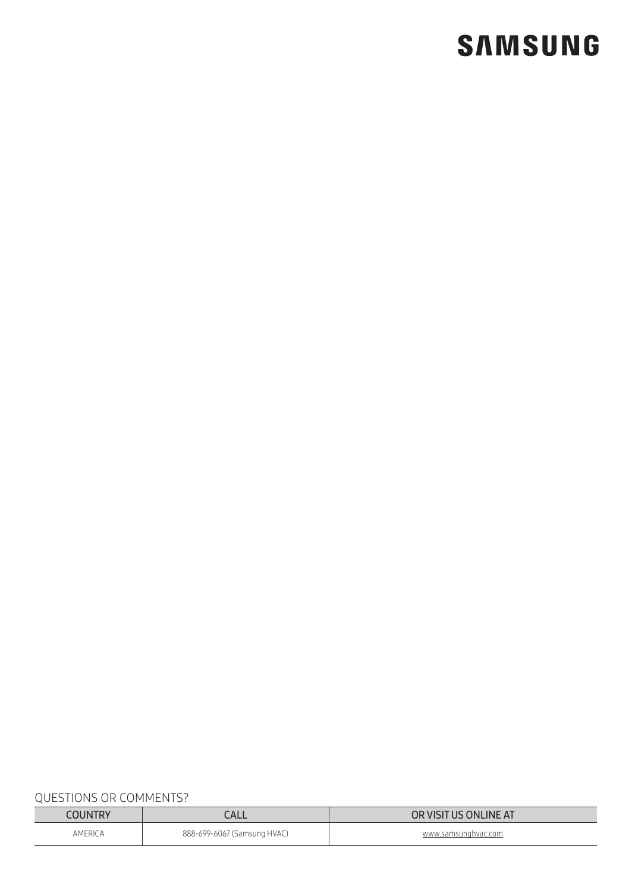SAMSUNG

QUESTIONS OR COMMENTS?

| COUNTRY | CALL | OR VISIT US ONLINE AT |
|---|---|---|
| AMERICA | 888-699-6067 (Samsung HVAC) | www.samsunghvac.com |